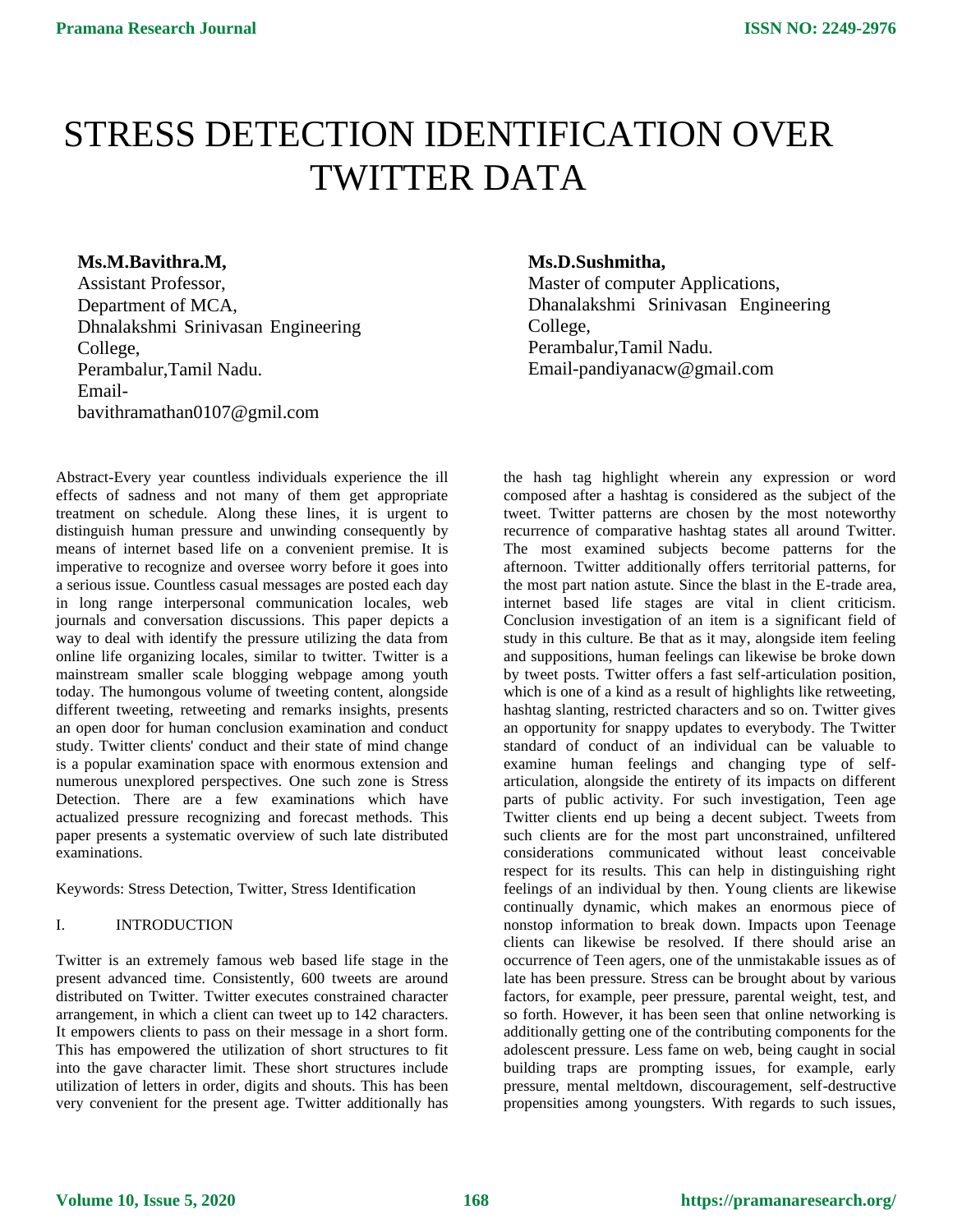# STRESS DETECTION IDENTIFICATION OVER TWITTER DATA

**Ms.M.Bavithra.M,**
Assistant Professor,
Department of MCA,
Dhnalakshmi Srinivasan Engineering College,
Perambalur,Tamil Nadu.
Email-bavithramathan0107@gmil.com

**Ms.D.Sushmitha,**
Master of computer Applications,
Dhanalakshmi Srinivasan Engineering College,
Perambalur,Tamil Nadu.
Email-pandiyanacw@gmail.com

Abstract-Every year countless individuals experience the ill effects of sadness and not many of them get appropriate treatment on schedule. Along these lines, it is urgent to distinguish human pressure and unwinding consequently by means of internet based life on a convenient premise. It is imperative to recognize and oversee worry before it goes into a serious issue. Countless casual messages are posted each day in long range interpersonal communication locales, web journals and conversation discussions. This paper depicts a way to deal with identify the pressure utilizing the data from online life organizing locales, similar to twitter. Twitter is a mainstream smaller scale blogging webpage among youth today. The humongous volume of tweeting content, alongside different tweeting, retweeting and remarks insights, presents an open door for human conclusion examination and conduct study. Twitter clients' conduct and their state of mind change is a popular examination space with enormous extension and numerous unexplored perspectives. One such zone is Stress Detection. There are a few examinations which have actualized pressure recognizing and forecast methods. This paper presents a systematic overview of such late distributed examinations.

Keywords: Stress Detection, Twitter, Stress Identification

## I. INTRODUCTION

Twitter is an extremely famous web based life stage in the present advanced time. Consistently, 600 tweets are around distributed on Twitter. Twitter executes constrained character arrangement, in which a client can tweet up to 142 characters. It empowers clients to pass on their message in a short form. This has empowered the utilization of short structures to fit into the gave character limit. These short structures include utilization of letters in order, digits and shouts. This has been very convenient for the present age. Twitter additionally has the hash tag highlight wherein any expression or word composed after a hashtag is considered as the subject of the tweet. Twitter patterns are chosen by the most noteworthy recurrence of comparative hashtag states all around Twitter. The most examined subjects become patterns for the afternoon. Twitter additionally offers territorial patterns, for the most part nation astute. Since the blast in the E-trade area, internet based life stages are vital in client criticism. Conclusion investigation of an item is a significant field of study in this culture. Be that as it may, alongside item feeling and suppositions, human feelings can likewise be broke down by tweet posts. Twitter offers a fast self-articulation position, which is one of a kind as a result of highlights like retweeting, hashtag slanting, restricted characters and so on. Twitter gives an opportunity for snappy updates to everybody. The Twitter standard of conduct of an individual can be valuable to examine human feelings and changing type of self-articulation, alongside the entirety of its impacts on different parts of public activity. For such investigation, Teen age Twitter clients end up being a decent subject. Tweets from such clients are for the most part unconstrained, unfiltered considerations communicated without least conceivable respect for its results. This can help in distinguishing right feelings of an individual by then. Young clients are likewise continually dynamic, which makes an enormous piece of nonstop information to break down. Impacts upon Teenage clients can likewise be resolved. If there should arise an occurrence of Teen agers, one of the unmistakable issues as of late has been pressure. Stress can be brought about by various factors, for example, peer pressure, parental weight, test, and so forth. However, it has been seen that online networking is additionally getting one of the contributing components for the adolescent pressure. Less fame on web, being caught in social building traps are prompting issues, for example, early pressure, mental meltdown, discouragement, self-destructive propensities among youngsters. With regards to such issues,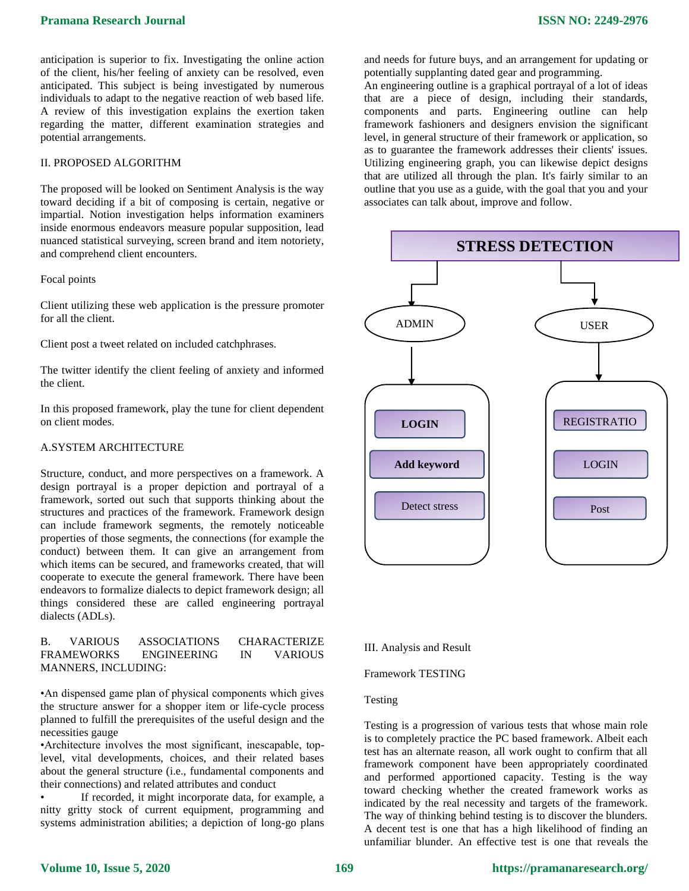anticipation is superior to fix. Investigating the online action of the client, his/her feeling of anxiety can be resolved, even anticipated. This subject is being investigated by numerous individuals to adapt to the negative reaction of web based life. A review of this investigation explains the exertion taken regarding the matter, different examination strategies and potential arrangements.

## II. PROPOSED ALGORITHM

The proposed will be looked on Sentiment Analysis is the way toward deciding if a bit of composing is certain, negative or impartial. Notion investigation helps information examiners inside enormous endeavors measure popular supposition, lead nuanced statistical surveying, screen brand and item notoriety, and comprehend client encounters.

Focal points

Client utilizing these web application is the pressure promoter for all the client.

Client post a tweet related on included catchphrases.

The twitter identify the client feeling of anxiety and informed the client.

In this proposed framework, play the tune for client dependent on client modes.

### A.SYSTEM ARCHITECTURE

Structure, conduct, and more perspectives on a framework. A design portrayal is a proper depiction and portrayal of a framework, sorted out such that supports thinking about the structures and practices of the framework. Framework design can include framework segments, the remotely noticeable properties of those segments, the connections (for example the conduct) between them. It can give an arrangement from which items can be secured, and frameworks created, that will cooperate to execute the general framework. There have been endeavors to formalize dialects to depict framework design; all things considered these are called engineering portrayal dialects (ADLs).

### B. VARIOUS ASSOCIATIONS CHARACTERIZE FRAMEWORKS ENGINEERING IN VARIOUS MANNERS, INCLUDING:

- An dispensed game plan of physical components which gives the structure answer for a shopper item or life-cycle process planned to fulfill the prerequisites of the useful design and the necessities gauge
- Architecture involves the most significant, inescapable, top-level, vital developments, choices, and their related bases about the general structure (i.e., fundamental components and their connections) and related attributes and conduct
- If recorded, it might incorporate data, for example, a nitty gritty stock of current equipment, programming and systems administration abilities; a depiction of long-go plans and needs for future buys, and an arrangement for updating or potentially supplanting dated gear and programming.

An engineering outline is a graphical portrayal of a lot of ideas that are a piece of design, including their standards, components and parts. Engineering outline can help framework fashioners and designers envision the significant level, in general structure of their framework or application, so as to guarantee the framework addresses their clients' issues. Utilizing engineering graph, you can likewise depict designs that are utilized all through the plan. It's fairly similar to an outline that you use as a guide, with the goal that you and your associates can talk about, improve and follow.

**STRESS DETECTION**

| ADMIN | USER |
|---|---|
| **LOGIN** | REGISTRATIO |
| **Add keyword** | LOGIN |
| Detect stress | Post |

## III. Analysis and Result

Framework TESTING

Testing

Testing is a progression of various tests that whose main role is to completely practice the PC based framework. Albeit each test has an alternate reason, all work ought to confirm that all framework component have been appropriately coordinated and performed apportioned capacity. Testing is the way toward checking whether the created framework works as indicated by the real necessity and targets of the framework. The way of thinking behind testing is to discover the blunders. A decent test is one that has a high likelihood of finding an unfamiliar blunder. An effective test is one that reveals the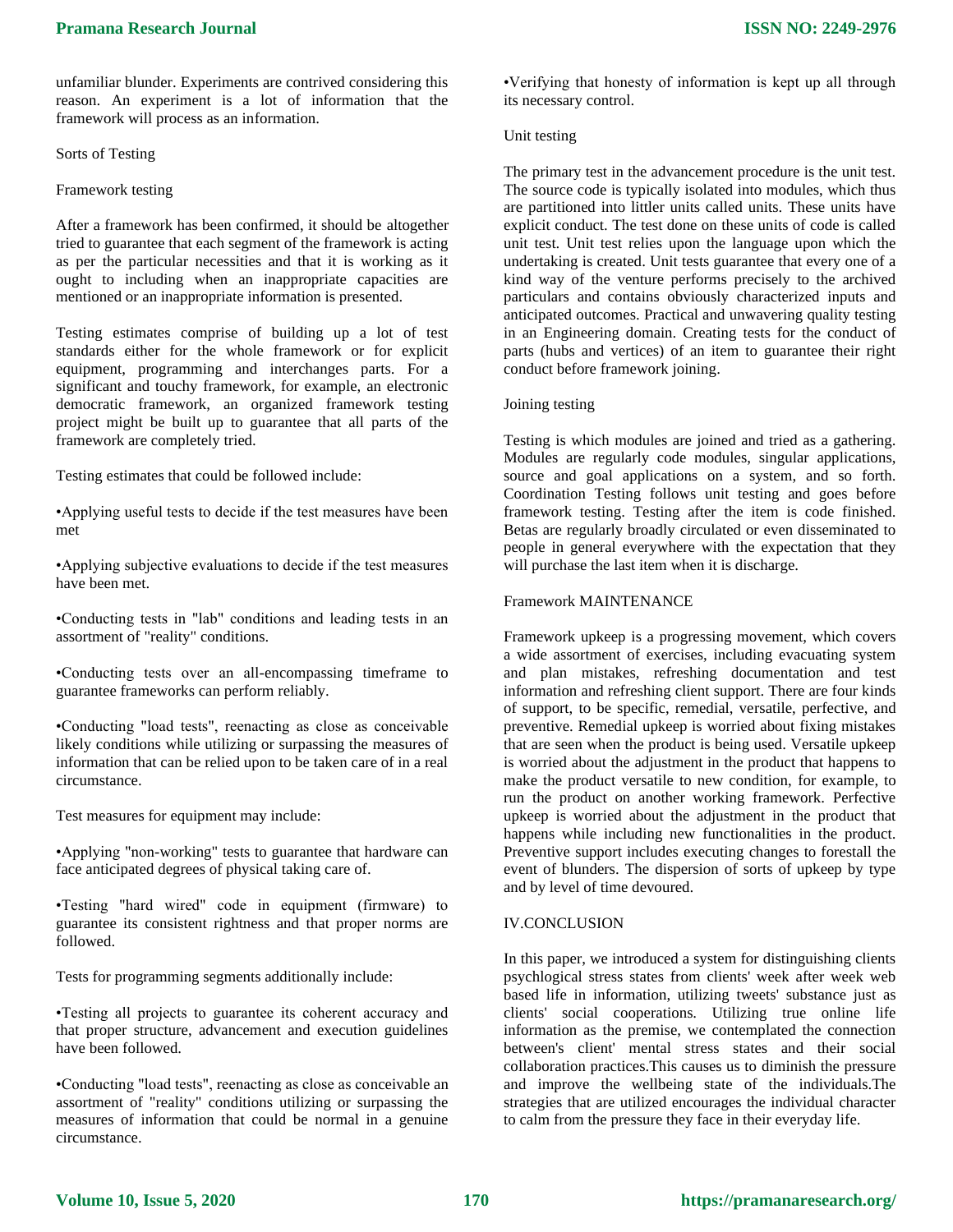unfamiliar blunder. Experiments are contrived considering this reason. An experiment is a lot of information that the framework will process as an information.

Sorts of Testing

Framework testing

After a framework has been confirmed, it should be altogether tried to guarantee that each segment of the framework is acting as per the particular necessities and that it is working as it ought to including when an inappropriate capacities are mentioned or an inappropriate information is presented.

Testing estimates comprise of building up a lot of test standards either for the whole framework or for explicit equipment, programming and interchanges parts. For a significant and touchy framework, for example, an electronic democratic framework, an organized framework testing project might be built up to guarantee that all parts of the framework are completely tried.

Testing estimates that could be followed include:

•Applying useful tests to decide if the test measures have been met

•Applying subjective evaluations to decide if the test measures have been met.

•Conducting tests in "lab" conditions and leading tests in an assortment of "reality" conditions.

•Conducting tests over an all-encompassing timeframe to guarantee frameworks can perform reliably.

•Conducting "load tests", reenacting as close as conceivable likely conditions while utilizing or surpassing the measures of information that can be relied upon to be taken care of in a real circumstance.

Test measures for equipment may include:

•Applying "non-working" tests to guarantee that hardware can face anticipated degrees of physical taking care of.

•Testing "hard wired" code in equipment (firmware) to guarantee its consistent rightness and that proper norms are followed.

Tests for programming segments additionally include:

•Testing all projects to guarantee its coherent accuracy and that proper structure, advancement and execution guidelines have been followed.

•Conducting "load tests", reenacting as close as conceivable an assortment of "reality" conditions utilizing or surpassing the measures of information that could be normal in a genuine circumstance.

•Verifying that honesty of information is kept up all through its necessary control.

Unit testing

The primary test in the advancement procedure is the unit test. The source code is typically isolated into modules, which thus are partitioned into littler units called units. These units have explicit conduct. The test done on these units of code is called unit test. Unit test relies upon the language upon which the undertaking is created. Unit tests guarantee that every one of a kind way of the venture performs precisely to the archived particulars and contains obviously characterized inputs and anticipated outcomes. Practical and unwavering quality testing in an Engineering domain. Creating tests for the conduct of parts (hubs and vertices) of an item to guarantee their right conduct before framework joining.

Joining testing

Testing is which modules are joined and tried as a gathering. Modules are regularly code modules, singular applications, source and goal applications on a system, and so forth. Coordination Testing follows unit testing and goes before framework testing. Testing after the item is code finished. Betas are regularly broadly circulated or even disseminated to people in general everywhere with the expectation that they will purchase the last item when it is discharge.

Framework MAINTENANCE

Framework upkeep is a progressing movement, which covers a wide assortment of exercises, including evacuating system and plan mistakes, refreshing documentation and test information and refreshing client support. There are four kinds of support, to be specific, remedial, versatile, perfective, and preventive. Remedial upkeep is worried about fixing mistakes that are seen when the product is being used. Versatile upkeep is worried about the adjustment in the product that happens to make the product versatile to new condition, for example, to run the product on another working framework. Perfective upkeep is worried about the adjustment in the product that happens while including new functionalities in the product. Preventive support includes executing changes to forestall the event of blunders. The dispersion of sorts of upkeep by type and by level of time devoured.

## IV.CONCLUSION

In this paper, we introduced a system for distinguishing clients psychlogical stress states from clients' week after week web based life in information, utilizing tweets' substance just as clients' social cooperations. Utilizing true online life information as the premise, we contemplated the connection between's client' mental stress states and their social collaboration practices.This causes us to diminish the pressure and improve the wellbeing state of the individuals.The strategies that are utilized encourages the individual character to calm from the pressure they face in their everyday life.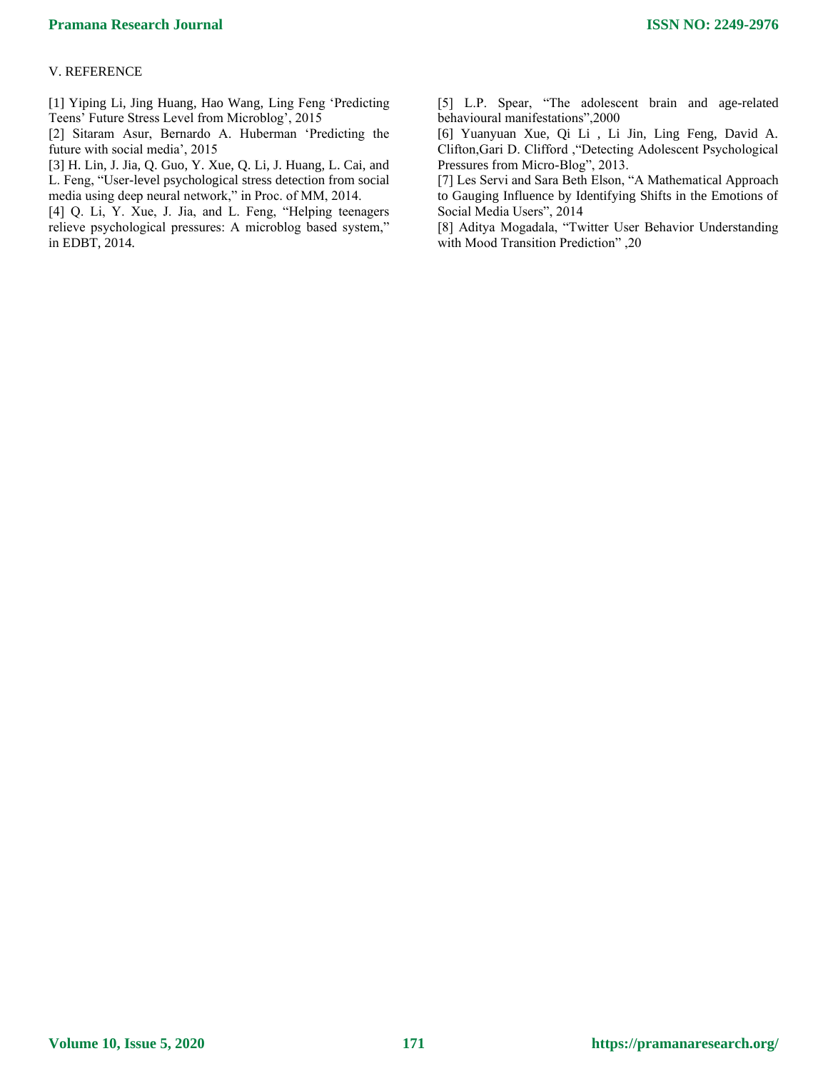V. REFERENCE

[1] Yiping Li, Jing Huang, Hao Wang, Ling Feng ‘Predicting Teens’ Future Stress Level from Microblog’, 2015

[2] Sitaram Asur, Bernardo A. Huberman ‘Predicting the future with social media’, 2015

[3] H. Lin, J. Jia, Q. Guo, Y. Xue, Q. Li, J. Huang, L. Cai, and L. Feng, “User-level psychological stress detection from social media using deep neural network,” in Proc. of MM, 2014.

[4] Q. Li, Y. Xue, J. Jia, and L. Feng, “Helping teenagers relieve psychological pressures: A microblog based system,” in EDBT, 2014.

[5] L.P. Spear, “The adolescent brain and age-related behavioural manifestations”,2000

[6] Yuanyuan Xue, Qi Li , Li Jin, Ling Feng, David A. Clifton,Gari D. Clifford ,“Detecting Adolescent Psychological Pressures from Micro-Blog”, 2013.

[7] Les Servi and Sara Beth Elson, “A Mathematical Approach to Gauging Influence by Identifying Shifts in the Emotions of Social Media Users”, 2014

[8] Aditya Mogadala, “Twitter User Behavior Understanding with Mood Transition Prediction” ,20